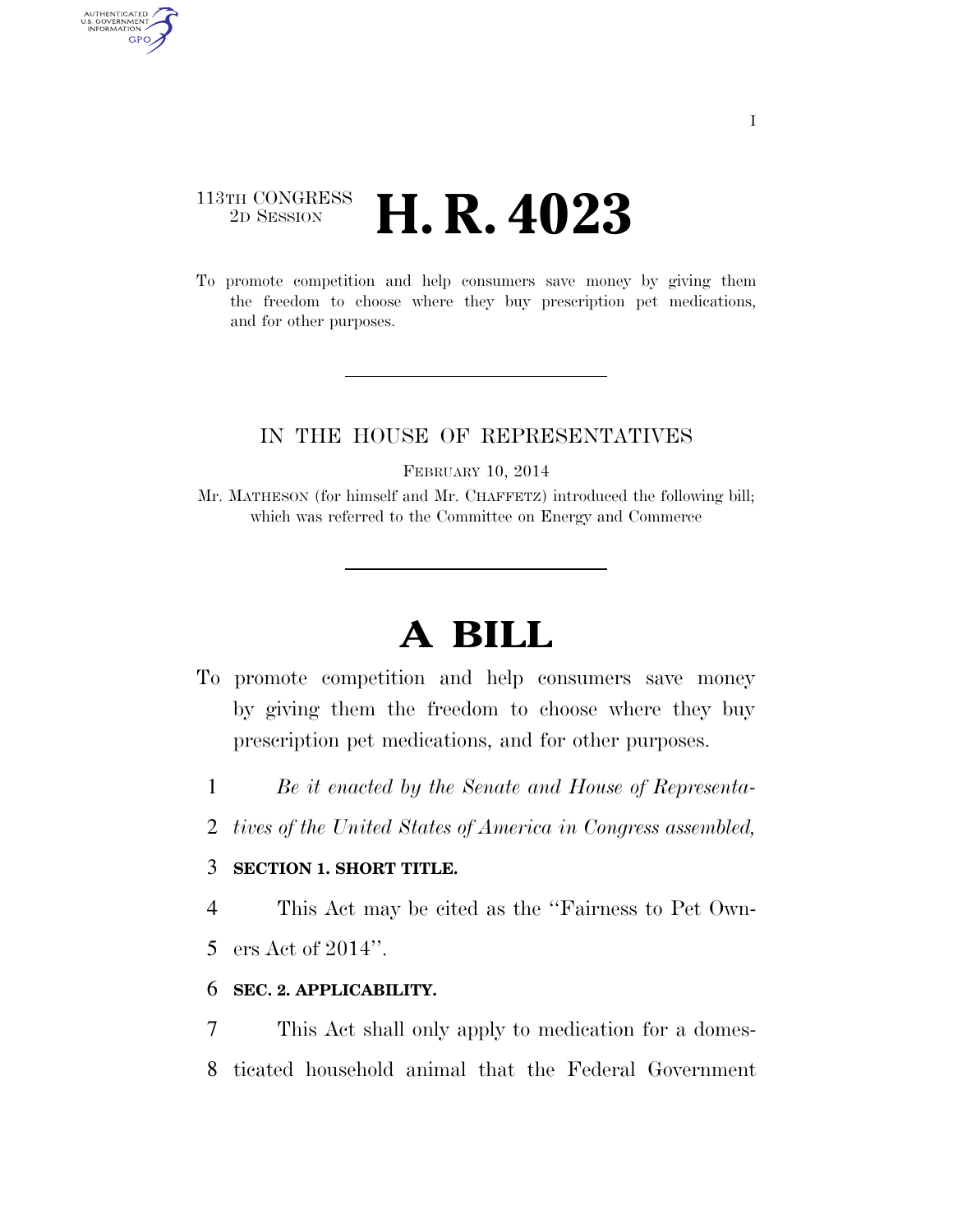I

113TH CONGRESS
2D SESSION

# H. R. 4023

To promote competition and help consumers save money by giving them the freedom to choose where they buy prescription pet medications, and for other purposes.

IN THE HOUSE OF REPRESENTATIVES

FEBRUARY 10, 2014

Mr. MATHESON (for himself and Mr. CHAFFETZ) introduced the following bill; which was referred to the Committee on Energy and Commerce

# A BILL

To promote competition and help consumers save money by giving them the freedom to choose where they buy prescription pet medications, and for other purposes.

1 *Be it enacted by the Senate and House of Representa-*
2 *tives of the United States of America in Congress assembled,*

3 **SECTION 1. SHORT TITLE.**

4 This Act may be cited as the "Fairness to Pet Own-
5 ers Act of 2014".

6 **SEC. 2. APPLICABILITY.**

7 This Act shall only apply to medication for a domes-
8 ticated household animal that the Federal Government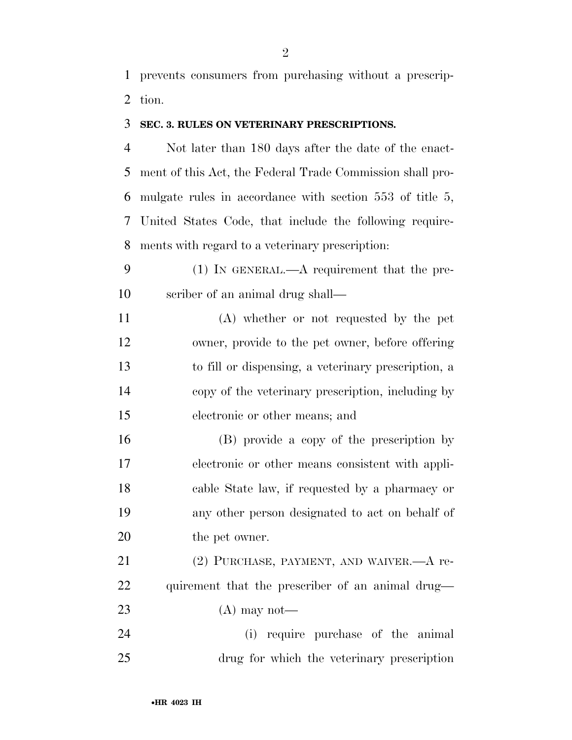prevents consumers from purchasing without a prescription.

### SEC. 3. RULES ON VETERINARY PRESCRIPTIONS.

Not later than 180 days after the date of the enactment of this Act, the Federal Trade Commission shall promulgate rules in accordance with section 553 of title 5, United States Code, that include the following requirements with regard to a veterinary prescription:

(1) IN GENERAL.—A requirement that the prescriber of an animal drug shall—

(A) whether or not requested by the pet owner, provide to the pet owner, before offering to fill or dispensing, a veterinary prescription, a copy of the veterinary prescription, including by electronic or other means; and

(B) provide a copy of the prescription by electronic or other means consistent with applicable State law, if requested by a pharmacy or any other person designated to act on behalf of the pet owner.

(2) PURCHASE, PAYMENT, AND WAIVER.—A requirement that the prescriber of an animal drug—

(A) may not—

(i) require purchase of the animal drug for which the veterinary prescription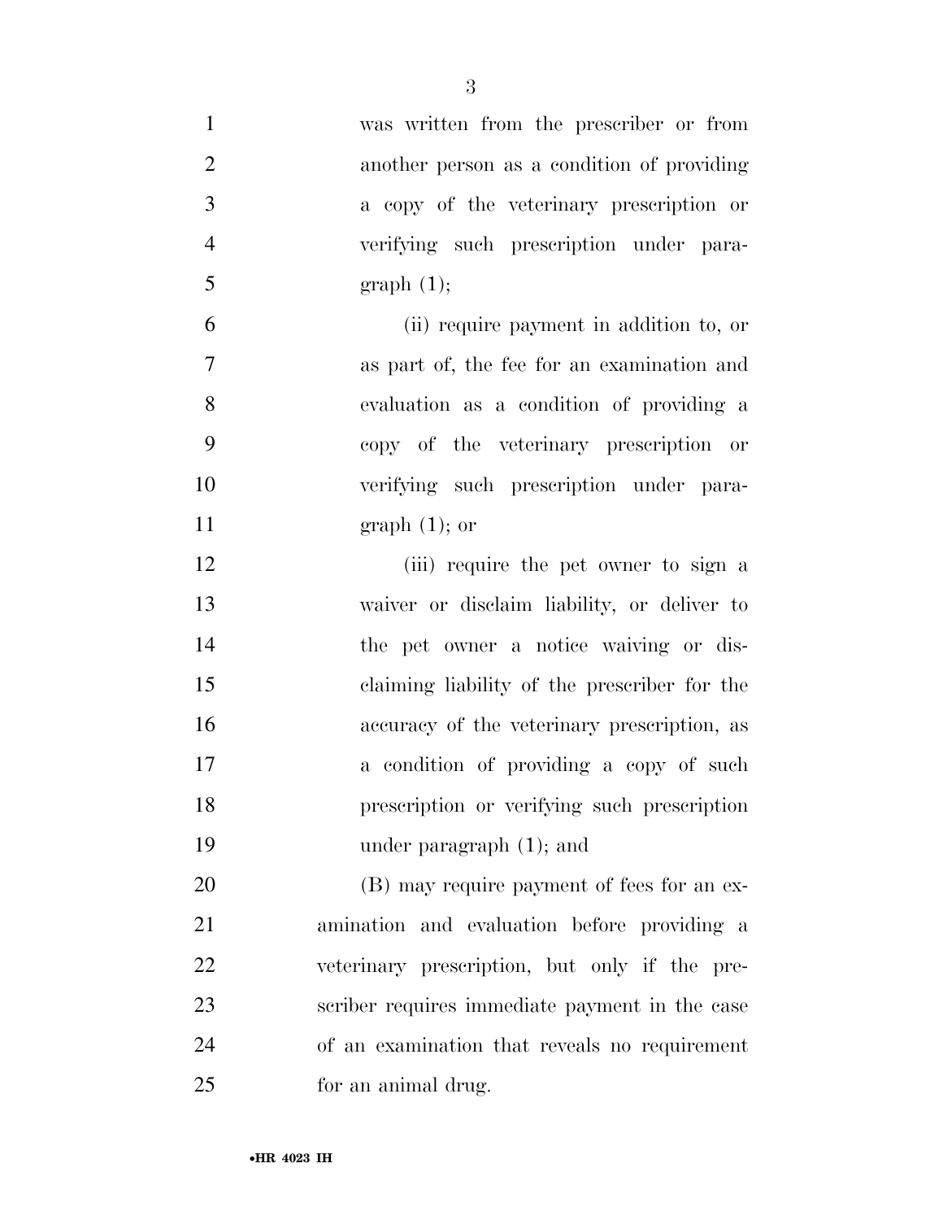was written from the prescriber or from another person as a condition of providing a copy of the veterinary prescription or verifying such prescription under paragraph (1);

(ii) require payment in addition to, or as part of, the fee for an examination and evaluation as a condition of providing a copy of the veterinary prescription or verifying such prescription under paragraph (1); or

(iii) require the pet owner to sign a waiver or disclaim liability, or deliver to the pet owner a notice waiving or disclaiming liability of the prescriber for the accuracy of the veterinary prescription, as a condition of providing a copy of such prescription or verifying such prescription under paragraph (1); and

(B) may require payment of fees for an examination and evaluation before providing a veterinary prescription, but only if the prescriber requires immediate payment in the case of an examination that reveals no requirement for an animal drug.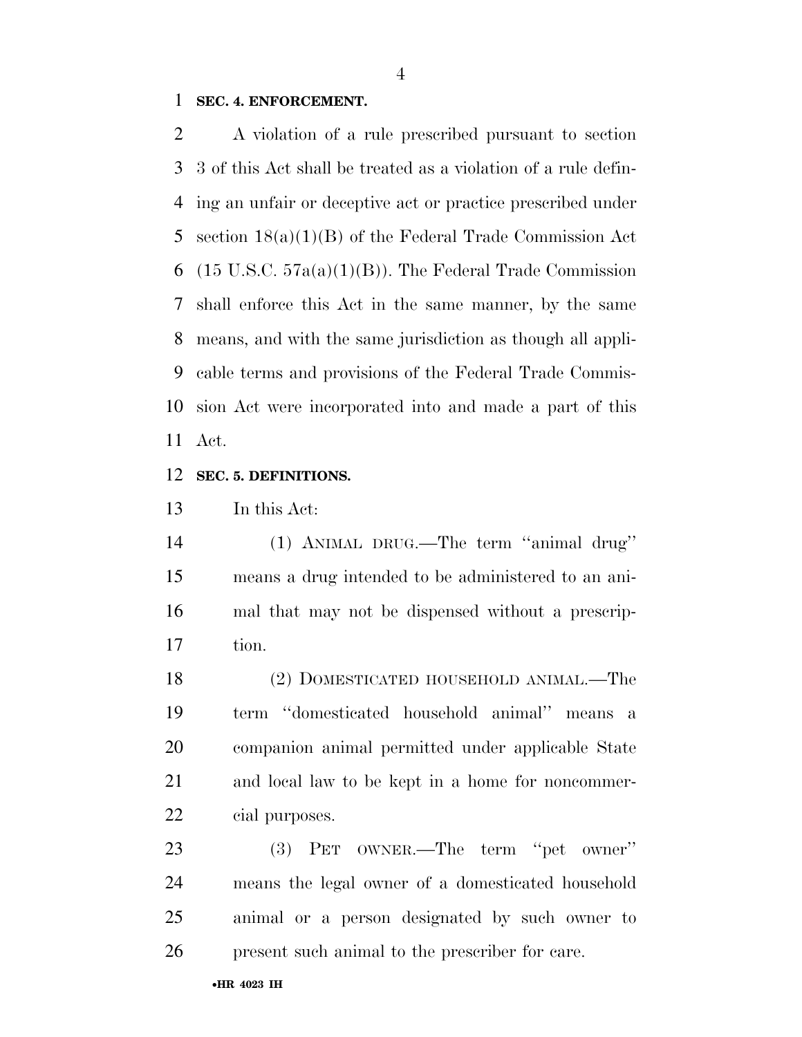**SEC. 4. ENFORCEMENT.**

A violation of a rule prescribed pursuant to section 3 of this Act shall be treated as a violation of a rule defining an unfair or deceptive act or practice prescribed under section 18(a)(1)(B) of the Federal Trade Commission Act (15 U.S.C. 57a(a)(1)(B)). The Federal Trade Commission shall enforce this Act in the same manner, by the same means, and with the same jurisdiction as though all applicable terms and provisions of the Federal Trade Commission Act were incorporated into and made a part of this Act.

**SEC. 5. DEFINITIONS.**

In this Act:

(1) ANIMAL DRUG.—The term "animal drug" means a drug intended to be administered to an animal that may not be dispensed without a prescription.

(2) DOMESTICATED HOUSEHOLD ANIMAL.—The term "domesticated household animal" means a companion animal permitted under applicable State and local law to be kept in a home for noncommercial purposes.

(3) PET OWNER.—The term "pet owner" means the legal owner of a domesticated household animal or a person designated by such owner to present such animal to the prescriber for care.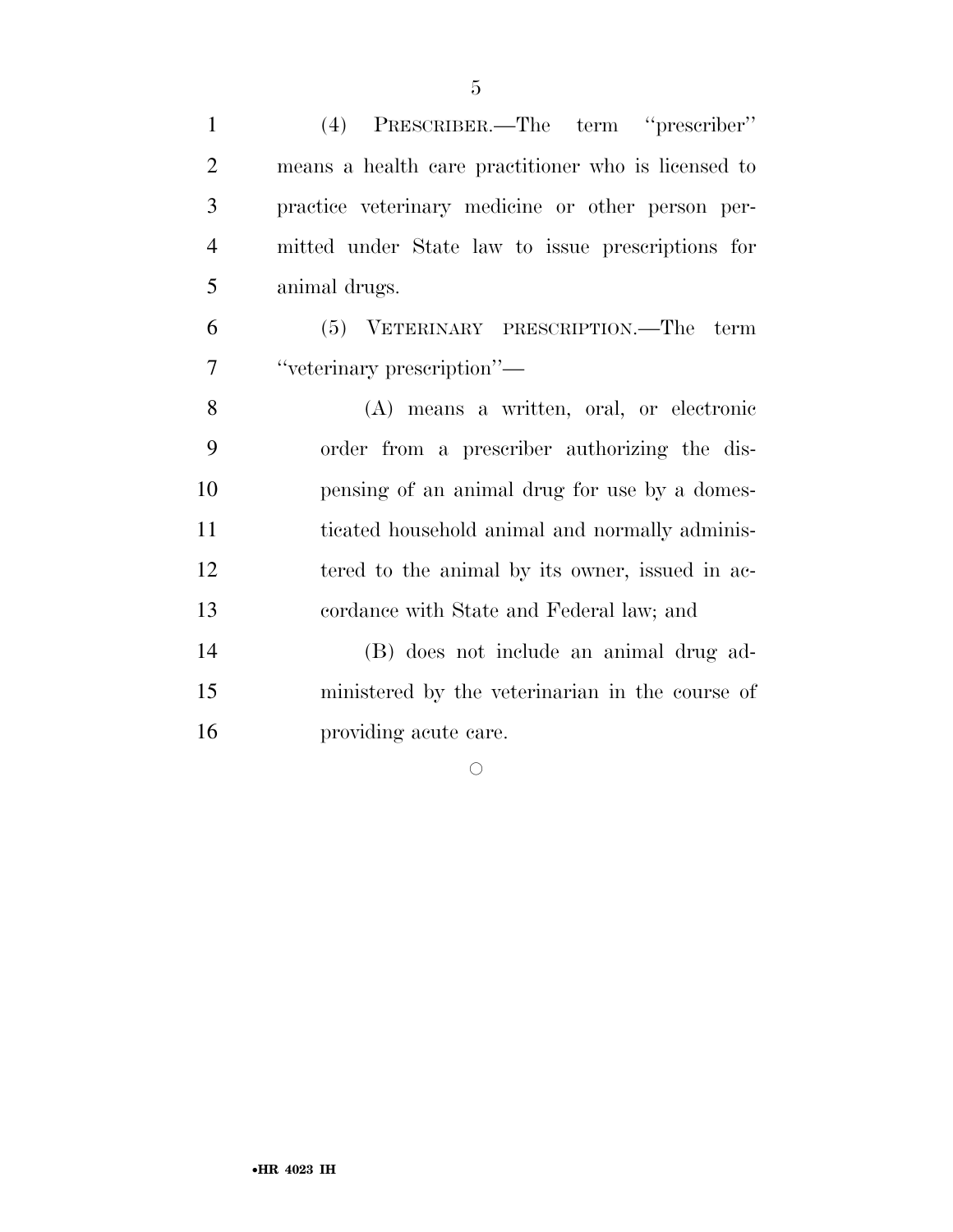(4) PRESCRIBER.—The term ''prescriber'' means a health care practitioner who is licensed to practice veterinary medicine or other person permitted under State law to issue prescriptions for animal drugs.

(5) VETERINARY PRESCRIPTION.—The term ''veterinary prescription''—

(A) means a written, oral, or electronic order from a prescriber authorizing the dispensing of an animal drug for use by a domesticated household animal and normally administered to the animal by its owner, issued in accordance with State and Federal law; and

(B) does not include an animal drug administered by the veterinarian in the course of providing acute care.

○